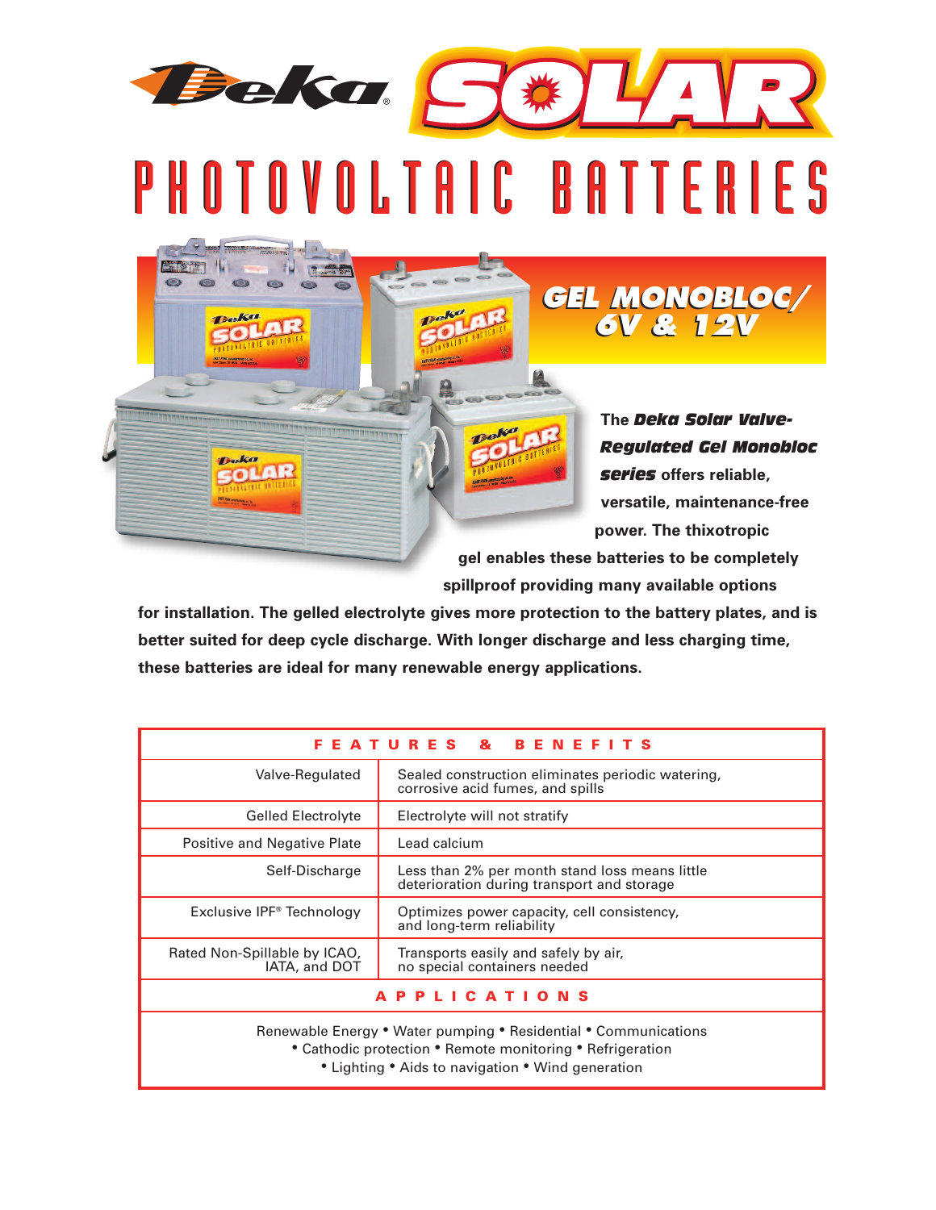# Deka SOLAR

# PHOTOVOLTAIC BATTERIES

## GEL MONOBLOC/ 6V & 12V

The ***Deka Solar Valve-Regulated Gel Monobloc series*** offers reliable, versatile, maintenance-free power. The thixotropic gel enables these batteries to be completely spillproof providing many available options for installation. The gelled electrolyte gives more protection to the battery plates, and is better suited for deep cycle discharge. With longer discharge and less charging time, these batteries are ideal for many renewable energy applications.

| FEATURES & BENEFITS | |
|---|---|
| Valve-Regulated | Sealed construction eliminates periodic watering, corrosive acid fumes, and spills |
| Gelled Electrolyte | Electrolyte will not stratify |
| Positive and Negative Plate | Lead calcium |
| Self-Discharge | Less than 2% per month stand loss means little deterioration during transport and storage |
| Exclusive IPF® Technology | Optimizes power capacity, cell consistency, and long-term reliability |
| Rated Non-Spillable by ICAO, IATA, and DOT | Transports easily and safely by air, no special containers needed |

**APPLICATIONS**

Renewable Energy • Water pumping • Residential • Communications • Cathodic protection • Remote monitoring • Refrigeration • Lighting • Aids to navigation • Wind generation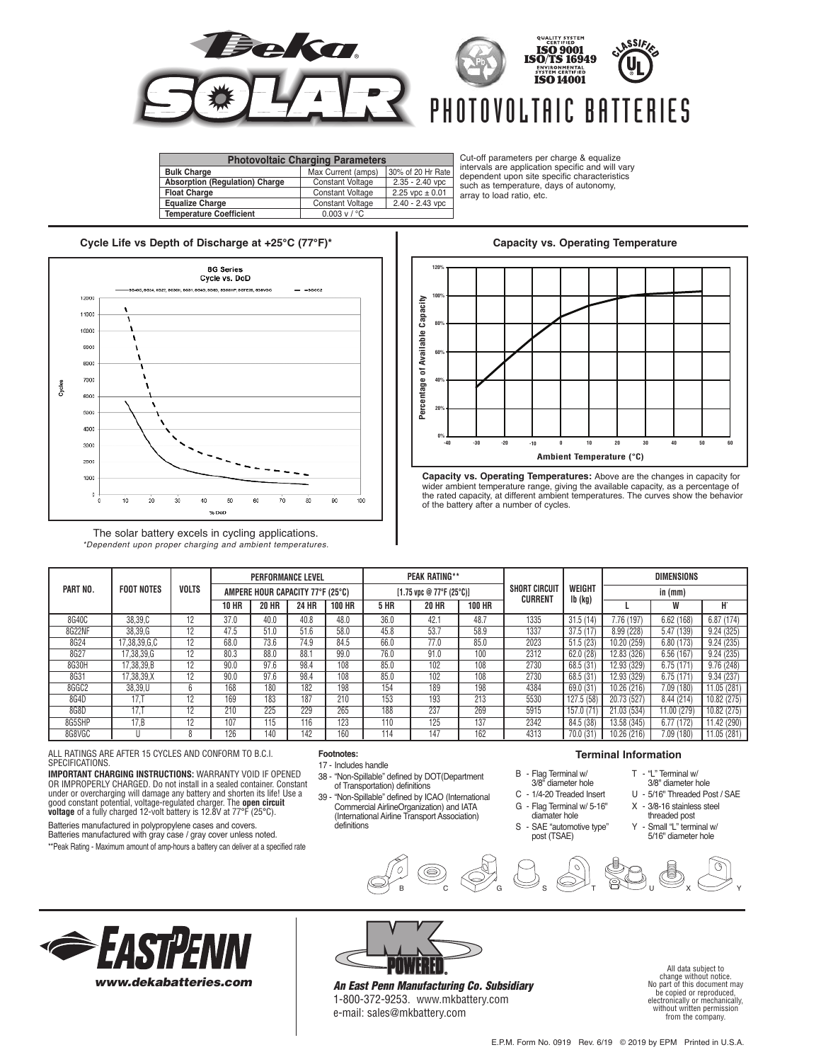# Deka SOLAR

QUALITY SYSTEM CERTIFIED ISO 9001 ISO/TS 16949 ENVIRONMENTAL SYSTEM CERTIFIED ISO 14001

CLASSIFIED UL

# PHOTOVOLTAIC BATTERIES

| Photovoltaic Charging Parameters | | |
|---|---|---|
| **Bulk Charge** | Max Current (amps) | 30% of 20 Hr Rate |
| **Absorption (Regulation) Charge** | Constant Voltage | 2.35 - 2.40 vpc |
| **Float Charge** | Constant Voltage | 2.25 vpc ± 0.01 |
| **Equalize Charge** | Constant Voltage | 2.40 - 2.43 vpc |
| **Temperature Coefficient** | 0.003 v / °C | |

Cut-off parameters per charge & equalize intervals are application specific and will vary dependent upon site specific characteristics such as temperature, days of autonomy, array to load ratio, etc.

### Cycle Life vs Depth of Discharge at +25°C (77°F)*

8G Series
Cycle vs. DoD

8G40C, 8G24, 8G27, 8G30H, 8G31, 8G4D, 8G8D, 8G5SHP, 8GTE31, 8G8VGC
8GGC2

Cycles

0
1000
2000
3000
4000
5000
6000
7000
8000
9000
10000
11000
12000

0 10 20 30 40 50 60 70 80 90 100

% DoD

The solar battery excels in cycling applications.

*\*Dependent upon proper charging and ambient temperatures.*

### Capacity vs. Operating Temperature

Percentage of Available Capacity

0%
20%
40%
60%
80%
100%
120%

-40 -30 -20 -10 0 10 20 30 40 50 60

Ambient Temperature (°C)

**Capacity vs. Operating Temperatures:** Above are the changes in capacity for wider ambient temperature range, giving the available capacity, as a percentage of the rated capacity, at different ambient temperatures. The curves show the behavior of the battery after a number of cycles.

| PART NO. | FOOT NOTES | VOLTS | PERFORMANCE LEVEL | | | | PEAK RATING** | | | SHORT CIRCUIT CURRENT | WEIGHT lb (kg) | DIMENSIONS | | |
|---|---|---|---|---|---|---|---|---|---|---|---|---|---|---|
| | | | AMPERE HOUR CAPACITY 77°F (25°C) | | | | [1.75 vpc @ 77°F (25°C)] | | | | | in (mm) | | |
| | | | 10 HR | 20 HR | 24 HR | 100 HR | 5 HR | 20 HR | 100 HR | | | L | W | H |
| 8G40C | 38,39,C | 12 | 37.0 | 40.0 | 40.8 | 48.0 | 36.0 | 42.1 | 48.7 | 1335 | 31.5 (14) | 7.76 (197) | 6.62 (168) | 6.87 (174) |
| 8G22NF | 38,39,G | 12 | 47.5 | 51.0 | 51.6 | 58.0 | 45.8 | 53.7 | 58.9 | 1337 | 37.5 (17) | 8.99 (228) | 5.47 (139) | 9.24 (325) |
| 8G24 | 17,38,39,G,C | 12 | 68.0 | 73.6 | 74.9 | 84.5 | 66.0 | 77.0 | 85.0 | 2023 | 51.5 (23) | 10.20 (259) | 6.80 (173) | 9.24 (235) |
| 8G27 | 17,38,39,G | 12 | 80.3 | 88.0 | 88.1 | 99.0 | 76.0 | 91.0 | 100 | 2312 | 62.0 (28) | 12.83 (326) | 6.56 (167) | 9.24 (235) |
| 8G30H | 17,38,39,B | 12 | 90.0 | 97.6 | 98.4 | 108 | 85.0 | 102 | 108 | 2730 | 68.5 (31) | 12.93 (329) | 6.75 (171) | 9.76 (248) |
| 8G31 | 17,38,39,X | 12 | 90.0 | 97.6 | 98.4 | 108 | 85.0 | 102 | 108 | 2730 | 68.5 (31) | 12.93 (329) | 6.75 (171) | 9.34 (237) |
| 8GGC2 | 38,39,U | 6 | 168 | 180 | 182 | 198 | 154 | 189 | 198 | 4384 | 69.0 (31) | 10.26 (216) | 7.09 (180) | 11.05 (281) |
| 8G4D | 17,T | 12 | 169 | 183 | 187 | 210 | 153 | 193 | 213 | 5530 | 127.5 (58) | 20.73 (527) | 8.44 (214) | 10.82 (275) |
| 8G8D | 17,T | 12 | 210 | 225 | 229 | 265 | 188 | 237 | 269 | 5915 | 157.0 (71) | 21.03 (534) | 11.00 (279) | 10.82 (275) |
| 8G5SHP | 17,B | 12 | 107 | 115 | 116 | 123 | 110 | 125 | 137 | 2342 | 84.5 (38) | 13.58 (345) | 6.77 (172) | 11.42 (290) |
| 8G8VGC | U | 8 | 126 | 140 | 142 | 160 | 114 | 147 | 162 | 4313 | 70.0 (31) | 10.26 (216) | 7.09 (180) | 11.05 (281) |

ALL RATINGS ARE AFTER 15 CYCLES AND CONFORM TO B.C.I. SPECIFICATIONS.

**IMPORTANT CHARGING INSTRUCTIONS:** WARRANTY VOID IF OPENED OR IMPROPERLY CHARGED. Do not install in a sealed container. Constant under or overcharging will damage any battery and shorten its life! Use a good constant potential, voltage-regulated charger. The **open circuit voltage** of a fully charged 12-volt battery is 12.8V at 77°F (25°C).

Batteries manufactured in polypropylene cases and covers.
Batteries manufactured with gray case / gray cover unless noted.

**Peak Rating - Maximum amount of amp-hours a battery can deliver at a specified rate

**Footnotes:**

17 - Includes handle
38 - "Non-Spillable" defined by DOT(Department of Transportation) definitions
39 - "Non-Spillable" defined by ICAO (International Commercial AirlineOrganization) and IATA (International Airline Transport Association) definitions

### Terminal Information

- B - Flag Terminal w/ 3/8" diameter hole
- C - 1/4-20 Treaded Insert
- G - Flag Terminal w/ 5-16" diamater hole
- S - SAE "automotive type" post (TSAE)
- T - "L" Terminal w/ 3/8" diameter hole
- U - 5/16" Threaded Post / SAE
- X - 3/8-16 stainless steel threaded post
- Y - Small "L" terminal w/ 5/16" diameter hole

B C G S T U X Y

EASTPENN
*www.dekabatteries.com*

MK POWERED.
***An East Penn Manufacturing Co. Subsidiary***
1-800-372-9253. www.mkbattery.com
e-mail: sales@mkbattery.com

All data subject to change without notice. No part of this document may be copied or reproduced, electronically or mechanically, without written permission from the company.

E.P.M. Form No. 0919 Rev. 6/19 © 2019 by EPM Printed in U.S.A.